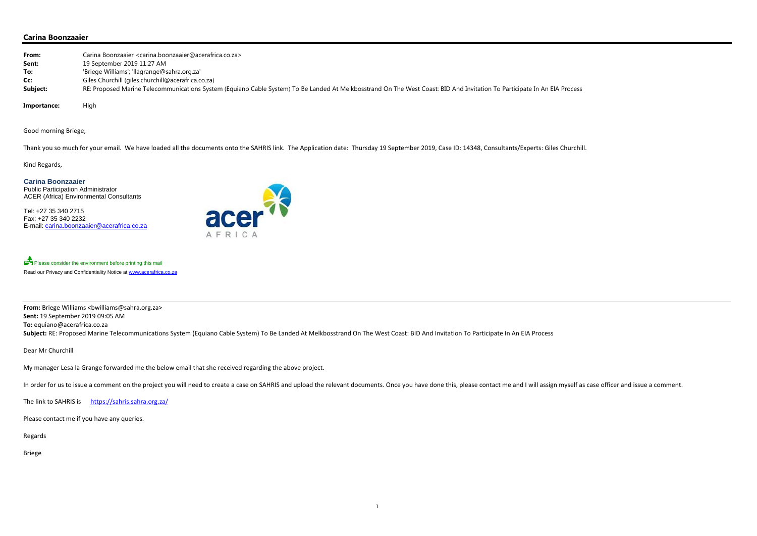## Carina Boonzaaier

**From:** Carina Boonzaaier <carina.boonzaaier@acerafrica.co.za>
**Sent:** 19 September 2019 11:27 AM
**To:** 'Briege Williams'; 'llagrange@sahra.org.za'
**Cc:** Giles Churchill (giles.churchill@acerafrica.co.za)
**Subject:** RE: Proposed Marine Telecommunications System (Equiano Cable System) To Be Landed At Melkbosstrand On The West Coast: BID And Invitation To Participate In An EIA Process

**Importance:** High

Good morning Briege,

Thank you so much for your email. We have loaded all the documents onto the SAHRIS link. The Application date: Thursday 19 September 2019, Case ID: 14348, Consultants/Experts: Giles Churchill.

Kind Regards,

**Carina Boonzaaier**
Public Participation Administrator
ACER (Africa) Environmental Consultants

Tel: +27 35 340 2715
Fax: +27 35 340 2232
E-mail: carina.boonzaaier@acerafrica.co.za

Please consider the environment before printing this mail
Read our Privacy and Confidentiality Notice at www.acerafrica.co.za

---

**From:** Briege Williams <bwilliams@sahra.org.za>
**Sent:** 19 September 2019 09:05 AM
**To:** equiano@acerafrica.co.za
**Subject:** RE: Proposed Marine Telecommunications System (Equiano Cable System) To Be Landed At Melkbosstrand On The West Coast: BID And Invitation To Participate In An EIA Process

Dear Mr Churchill

My manager Lesa la Grange forwarded me the below email that she received regarding the above project.

In order for us to issue a comment on the project you will need to create a case on SAHRIS and upload the relevant documents. Once you have done this, please contact me and I will assign myself as case officer and issue a comment.

The link to SAHRIS is https://sahris.sahra.org.za/

Please contact me if you have any queries.

Regards

Briege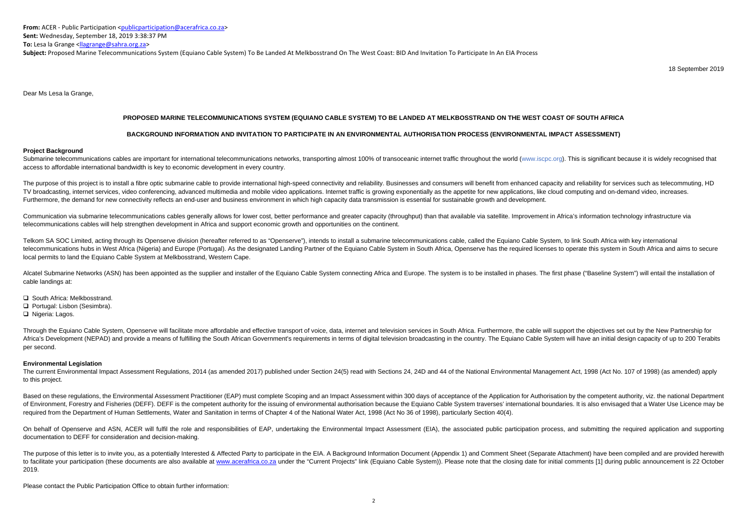**From:** ACER - Public Participation <publicparticipation@acerafrica.co.za>
**Sent:** Wednesday, September 18, 2019 3:38:37 PM
**To:** Lesa la Grange <llagrange@sahra.org.za>
**Subject:** Proposed Marine Telecommunications System (Equiano Cable System) To Be Landed At Melkbosstrand On The West Coast: BID And Invitation To Participate In An EIA Process

18 September 2019

Dear Ms Lesa la Grange,

**PROPOSED MARINE TELECOMMUNICATIONS SYSTEM (EQUIANO CABLE SYSTEM) TO BE LANDED AT MELKBOSSTRAND ON THE WEST COAST OF SOUTH AFRICA**

**BACKGROUND INFORMATION AND INVITATION TO PARTICIPATE IN AN ENVIRONMENTAL AUTHORISATION PROCESS (ENVIRONMENTAL IMPACT ASSESSMENT)**

### Project Background

Submarine telecommunications cables are important for international telecommunications networks, transporting almost 100% of transoceanic internet traffic throughout the world (www.iscpc.org). This is significant because it is widely recognised that access to affordable international bandwidth is key to economic development in every country.

The purpose of this project is to install a fibre optic submarine cable to provide international high-speed connectivity and reliability. Businesses and consumers will benefit from enhanced capacity and reliability for services such as telecommuting, HD TV broadcasting, internet services, video conferencing, advanced multimedia and mobile video applications. Internet traffic is growing exponentially as the appetite for new applications, like cloud computing and on-demand video, increases. Furthermore, the demand for new connectivity reflects an end-user and business environment in which high capacity data transmission is essential for sustainable growth and development.

Communication via submarine telecommunications cables generally allows for lower cost, better performance and greater capacity (throughput) than that available via satellite. Improvement in Africa's information technology infrastructure via telecommunications cables will help strengthen development in Africa and support economic growth and opportunities on the continent.

Telkom SA SOC Limited, acting through its Openserve division (hereafter referred to as "Openserve"), intends to install a submarine telecommunications cable, called the Equiano Cable System, to link South Africa with key international telecommunications hubs in West Africa (Nigeria) and Europe (Portugal). As the designated Landing Partner of the Equiano Cable System in South Africa, Openserve has the required licenses to operate this system in South Africa and aims to secure local permits to land the Equiano Cable System at Melkbosstrand, Western Cape.

Alcatel Submarine Networks (ASN) has been appointed as the supplier and installer of the Equiano Cable System connecting Africa and Europe. The system is to be installed in phases. The first phase ("Baseline System") will entail the installation of cable landings at:

- South Africa: Melkbosstrand.
- Portugal: Lisbon (Sesimbra).
- Nigeria: Lagos.

Through the Equiano Cable System, Openserve will facilitate more affordable and effective transport of voice, data, internet and television services in South Africa. Furthermore, the cable will support the objectives set out by the New Partnership for Africa's Development (NEPAD) and provide a means of fulfilling the South African Government's requirements in terms of digital television broadcasting in the country. The Equiano Cable System will have an initial design capacity of up to 200 Terabits per second.

### Environmental Legislation

The current Environmental Impact Assessment Regulations, 2014 (as amended 2017) published under Section 24(5) read with Sections 24, 24D and 44 of the National Environmental Management Act, 1998 (Act No. 107 of 1998) (as amended) apply to this project.

Based on these regulations, the Environmental Assessment Practitioner (EAP) must complete Scoping and an Impact Assessment within 300 days of acceptance of the Application for Authorisation by the competent authority, viz. the national Department of Environment, Forestry and Fisheries (DEFF). DEFF is the competent authority for the issuing of environmental authorisation because the Equiano Cable System traverses' international boundaries. It is also envisaged that a Water Use Licence may be required from the Department of Human Settlements, Water and Sanitation in terms of Chapter 4 of the National Water Act, 1998 (Act No 36 of 1998), particularly Section 40(4).

On behalf of Openserve and ASN, ACER will fulfil the role and responsibilities of EAP, undertaking the Environmental Impact Assessment (EIA), the associated public participation process, and submitting the required application and supporting documentation to DEFF for consideration and decision-making.

The purpose of this letter is to invite you, as a potentially Interested & Affected Party to participate in the EIA. A Background Information Document (Appendix 1) and Comment Sheet (Separate Attachment) have been compiled and are provided herewith to facilitate your participation (these documents are also available at www.acerafrica.co.za under the "Current Projects" link (Equiano Cable System)). Please note that the closing date for initial comments [1] during public announcement is 22 October 2019.

Please contact the Public Participation Office to obtain further information: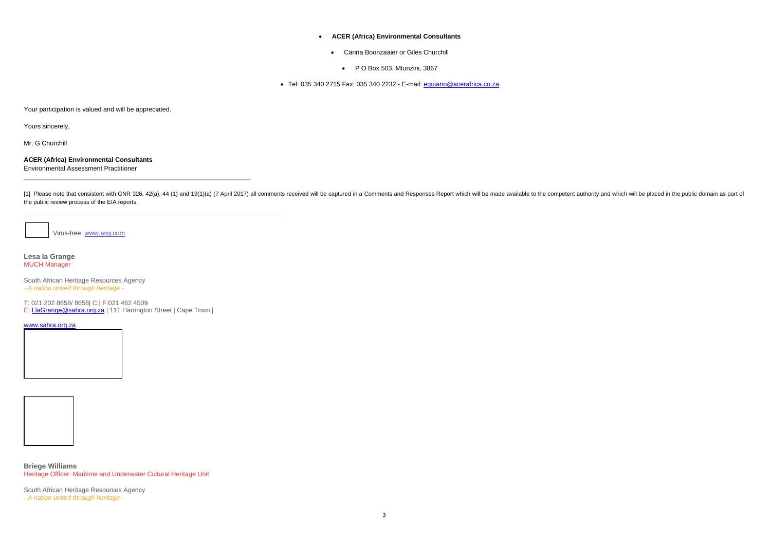- **ACER (Africa) Environmental Consultants**
- Carina Boonzaaier or Giles Churchill
- P O Box 503, Mtunzini, 3867
- Tel: 035 340 2715 Fax: 035 340 2232 - E-mail: equiano@acerafrica.co.za

Your participation is valued and will be appreciated.

Yours sincerely,

Mr. G Churchill

**ACER (Africa) Environmental Consultants**
Environmental Assessment Practitioner

---

[1] Please note that consistent with GNR 326, 42(a), 44 (1) and 19(1)(a) (7 April 2017) all comments received will be captured in a Comments and Responses Report which will be made available to the competent authority and which will be placed in the public domain as part of the public review process of the EIA reports.

---

Virus-free. www.avg.com

**Lesa la Grange**
MUCH Manager

South African Heritage Resources Agency
*- A nation united through heritage -*

T: 021 202 8658/ 8658| C:| F:021 462 4509
E: LlaGrange@sahra.org.za | 111 Harrington Street | Cape Town |

www.sahra.org.za

**Briege Williams**
Heritage Officer: Maritime and Underwater Cultural Heritage Unit

South African Heritage Resources Agency
*- A nation united through heritage -*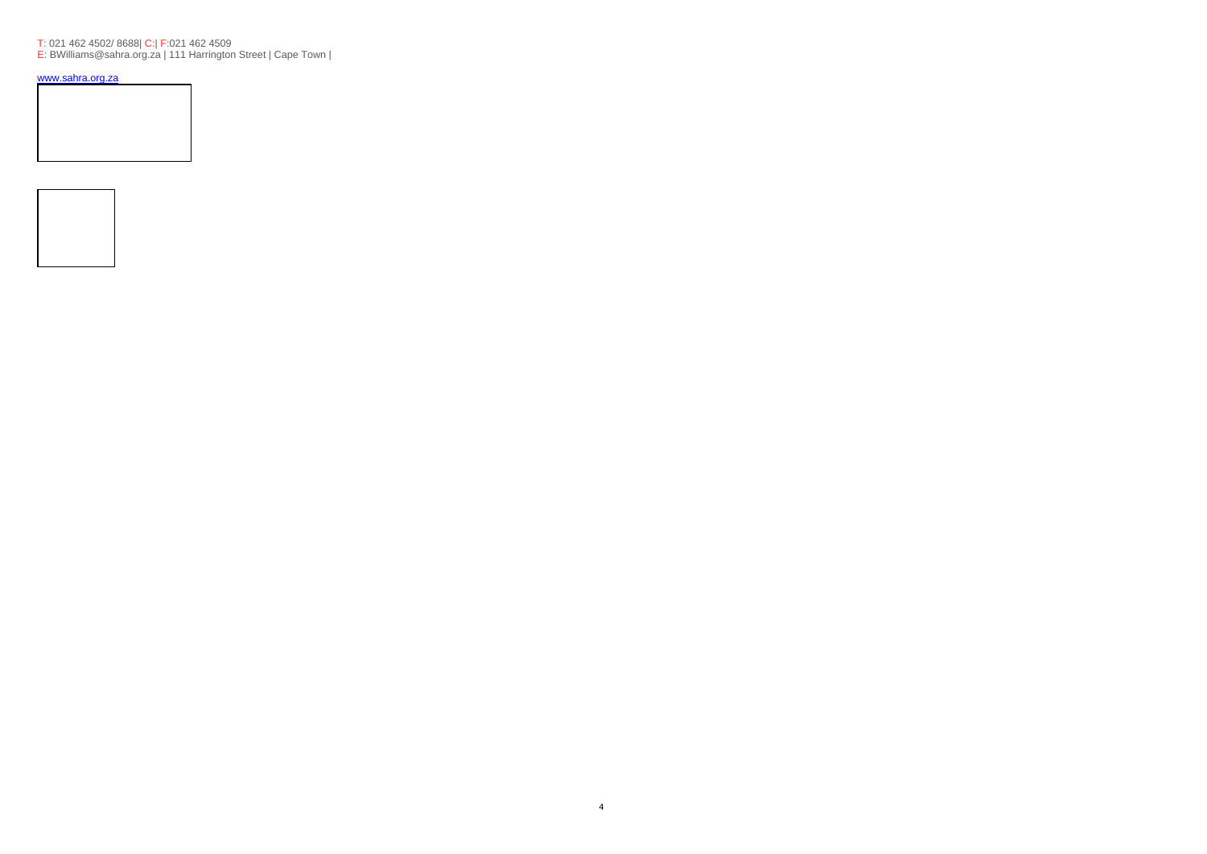T: 021 462 4502/ 8688| C:| F:021 462 4509
E: BWilliams@sahra.org.za | 111 Harrington Street | Cape Town |

www.sahra.org.za